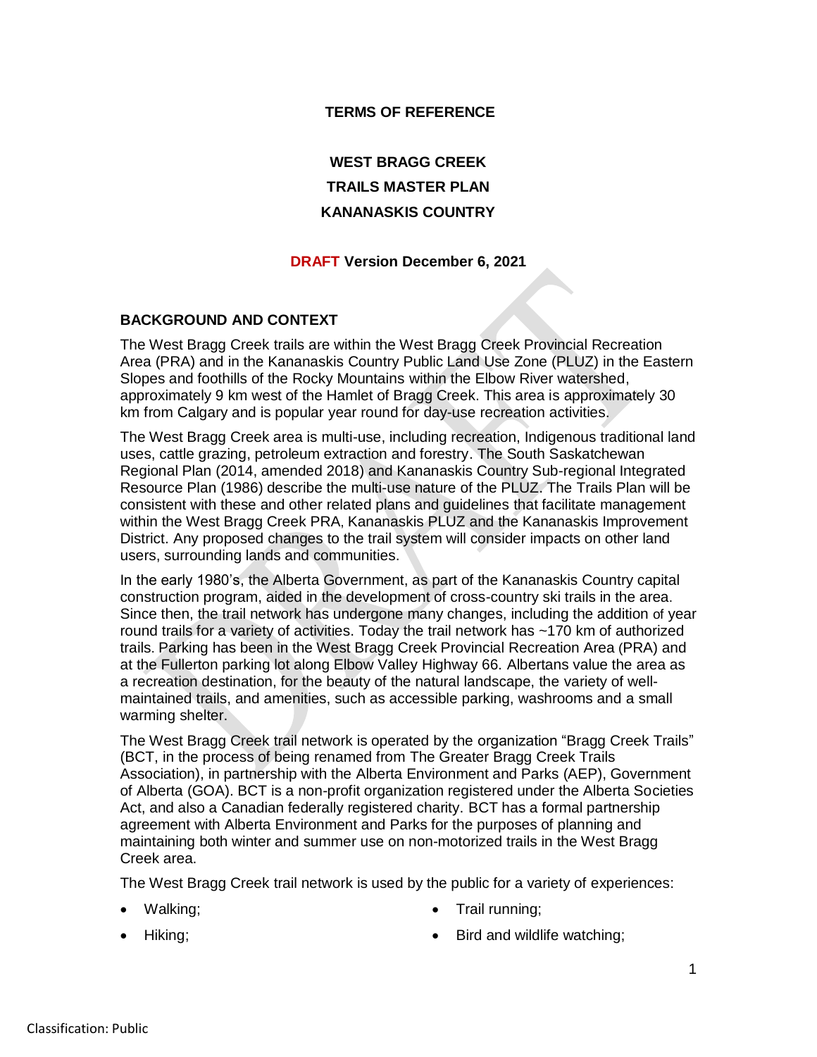**TERMS OF REFERENCE**

# WEST BRAGG CREEK TRAILS MASTER PLAN KANANASKIS COUNTRY

**DRAFT Version December 6, 2021**

## BACKGROUND AND CONTEXT

The West Bragg Creek trails are within the West Bragg Creek Provincial Recreation Area (PRA) and in the Kananaskis Country Public Land Use Zone (PLUZ) in the Eastern Slopes and foothills of the Rocky Mountains within the Elbow River watershed, approximately 9 km west of the Hamlet of Bragg Creek. This area is approximately 30 km from Calgary and is popular year round for day-use recreation activities.

The West Bragg Creek area is multi-use, including recreation, Indigenous traditional land uses, cattle grazing, petroleum extraction and forestry. The South Saskatchewan Regional Plan (2014, amended 2018) and Kananaskis Country Sub-regional Integrated Resource Plan (1986) describe the multi-use nature of the PLUZ. The Trails Plan will be consistent with these and other related plans and guidelines that facilitate management within the West Bragg Creek PRA, Kananaskis PLUZ and the Kananaskis Improvement District. Any proposed changes to the trail system will consider impacts on other land users, surrounding lands and communities.

In the early 1980's, the Alberta Government, as part of the Kananaskis Country capital construction program, aided in the development of cross-country ski trails in the area. Since then, the trail network has undergone many changes, including the addition of year round trails for a variety of activities. Today the trail network has ~170 km of authorized trails. Parking has been in the West Bragg Creek Provincial Recreation Area (PRA) and at the Fullerton parking lot along Elbow Valley Highway 66. Albertans value the area as a recreation destination, for the beauty of the natural landscape, the variety of well-maintained trails, and amenities, such as accessible parking, washrooms and a small warming shelter.

The West Bragg Creek trail network is operated by the organization "Bragg Creek Trails" (BCT, in the process of being renamed from The Greater Bragg Creek Trails Association), in partnership with the Alberta Environment and Parks (AEP), Government of Alberta (GOA). BCT is a non-profit organization registered under the Alberta Societies Act, and also a Canadian federally registered charity. BCT has a formal partnership agreement with Alberta Environment and Parks for the purposes of planning and maintaining both winter and summer use on non-motorized trails in the West Bragg Creek area.

The West Bragg Creek trail network is used by the public for a variety of experiences:

- Walking;
- Hiking;
- Trail running;
- Bird and wildlife watching;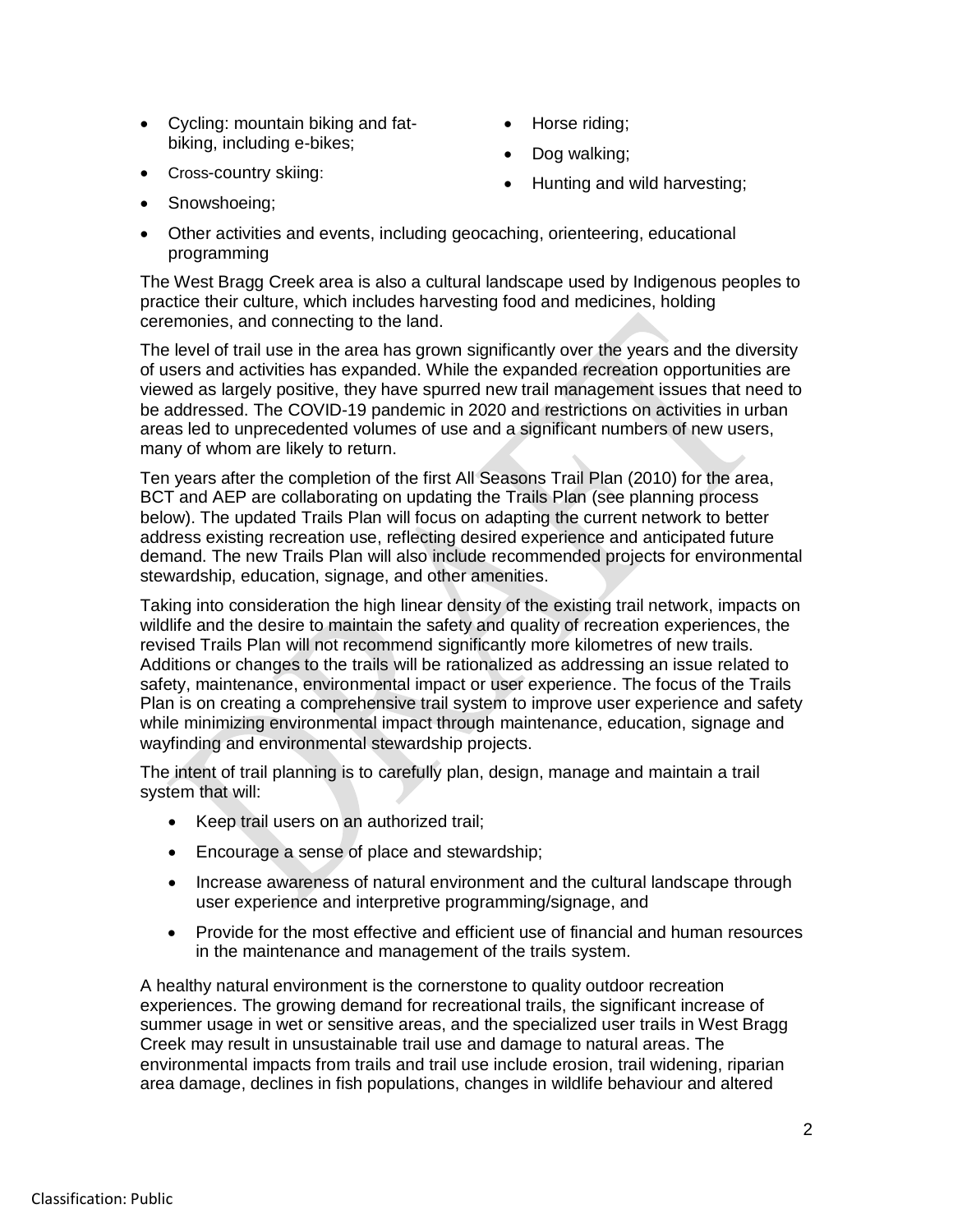- Cycling: mountain biking and fat-biking, including e-bikes;
- Cross-country skiing:
- Snowshoeing;
- Horse riding;
- Dog walking;
- Hunting and wild harvesting;
- Other activities and events, including geocaching, orienteering, educational programming

The West Bragg Creek area is also a cultural landscape used by Indigenous peoples to practice their culture, which includes harvesting food and medicines, holding ceremonies, and connecting to the land.

The level of trail use in the area has grown significantly over the years and the diversity of users and activities has expanded. While the expanded recreation opportunities are viewed as largely positive, they have spurred new trail management issues that need to be addressed. The COVID-19 pandemic in 2020 and restrictions on activities in urban areas led to unprecedented volumes of use and a significant numbers of new users, many of whom are likely to return.

Ten years after the completion of the first All Seasons Trail Plan (2010) for the area, BCT and AEP are collaborating on updating the Trails Plan (see planning process below). The updated Trails Plan will focus on adapting the current network to better address existing recreation use, reflecting desired experience and anticipated future demand. The new Trails Plan will also include recommended projects for environmental stewardship, education, signage, and other amenities.

Taking into consideration the high linear density of the existing trail network, impacts on wildlife and the desire to maintain the safety and quality of recreation experiences, the revised Trails Plan will not recommend significantly more kilometres of new trails. Additions or changes to the trails will be rationalized as addressing an issue related to safety, maintenance, environmental impact or user experience. The focus of the Trails Plan is on creating a comprehensive trail system to improve user experience and safety while minimizing environmental impact through maintenance, education, signage and wayfinding and environmental stewardship projects.

The intent of trail planning is to carefully plan, design, manage and maintain a trail system that will:

- Keep trail users on an authorized trail;
- Encourage a sense of place and stewardship;
- Increase awareness of natural environment and the cultural landscape through user experience and interpretive programming/signage, and
- Provide for the most effective and efficient use of financial and human resources in the maintenance and management of the trails system.

A healthy natural environment is the cornerstone to quality outdoor recreation experiences. The growing demand for recreational trails, the significant increase of summer usage in wet or sensitive areas, and the specialized user trails in West Bragg Creek may result in unsustainable trail use and damage to natural areas. The environmental impacts from trails and trail use include erosion, trail widening, riparian area damage, declines in fish populations, changes in wildlife behaviour and altered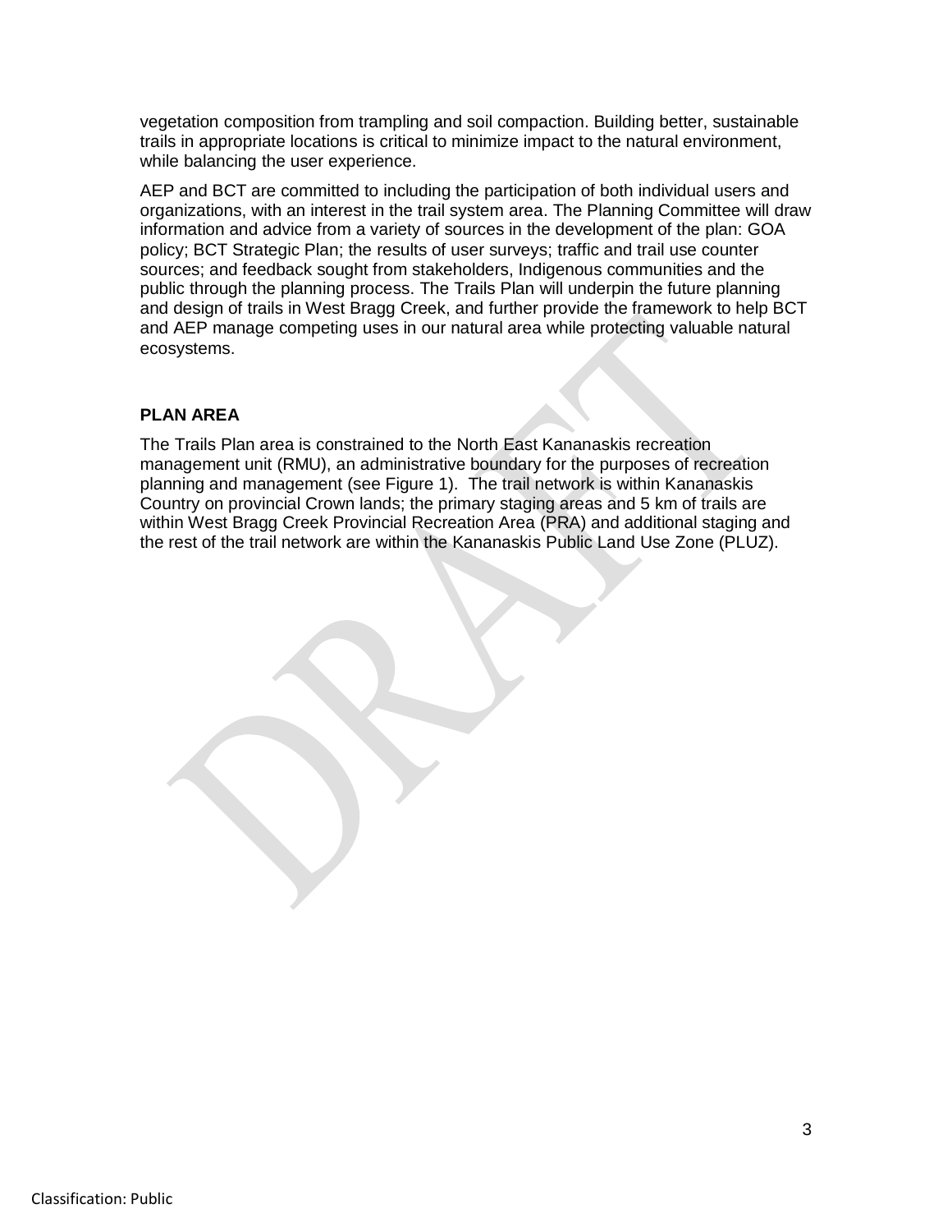vegetation composition from trampling and soil compaction. Building better, sustainable trails in appropriate locations is critical to minimize impact to the natural environment, while balancing the user experience.

AEP and BCT are committed to including the participation of both individual users and organizations, with an interest in the trail system area. The Planning Committee will draw information and advice from a variety of sources in the development of the plan: GOA policy; BCT Strategic Plan; the results of user surveys; traffic and trail use counter sources; and feedback sought from stakeholders, Indigenous communities and the public through the planning process. The Trails Plan will underpin the future planning and design of trails in West Bragg Creek, and further provide the framework to help BCT and AEP manage competing uses in our natural area while protecting valuable natural ecosystems.

## PLAN AREA

The Trails Plan area is constrained to the North East Kananaskis recreation management unit (RMU), an administrative boundary for the purposes of recreation planning and management (see Figure 1). The trail network is within Kananaskis Country on provincial Crown lands; the primary staging areas and 5 km of trails are within West Bragg Creek Provincial Recreation Area (PRA) and additional staging and the rest of the trail network are within the Kananaskis Public Land Use Zone (PLUZ).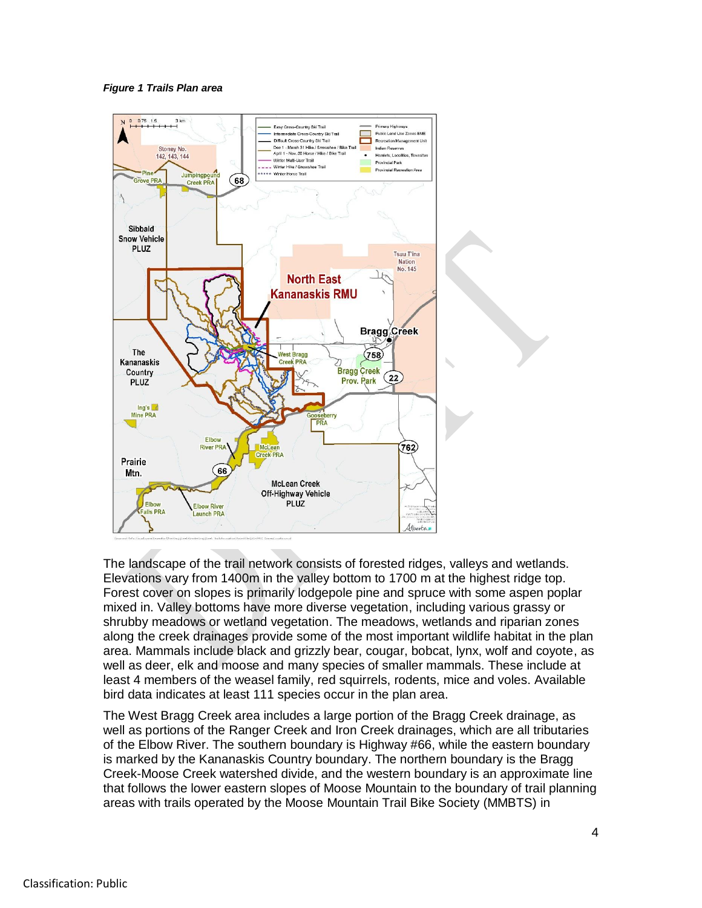***Figure 1 Trails Plan area***

The landscape of the trail network consists of forested ridges, valleys and wetlands. Elevations vary from 1400m in the valley bottom to 1700 m at the highest ridge top. Forest cover on slopes is primarily lodgepole pine and spruce with some aspen poplar mixed in. Valley bottoms have more diverse vegetation, including various grassy or shrubby meadows or wetland vegetation. The meadows, wetlands and riparian zones along the creek drainages provide some of the most important wildlife habitat in the plan area. Mammals include black and grizzly bear, cougar, bobcat, lynx, wolf and coyote, as well as deer, elk and moose and many species of smaller mammals. These include at least 4 members of the weasel family, red squirrels, rodents, mice and voles. Available bird data indicates at least 111 species occur in the plan area.

The West Bragg Creek area includes a large portion of the Bragg Creek drainage, as well as portions of the Ranger Creek and Iron Creek drainages, which are all tributaries of the Elbow River. The southern boundary is Highway #66, while the eastern boundary is marked by the Kananaskis Country boundary. The northern boundary is the Bragg Creek-Moose Creek watershed divide, and the western boundary is an approximate line that follows the lower eastern slopes of Moose Mountain to the boundary of trail planning areas with trails operated by the Moose Mountain Trail Bike Society (MMBTS) in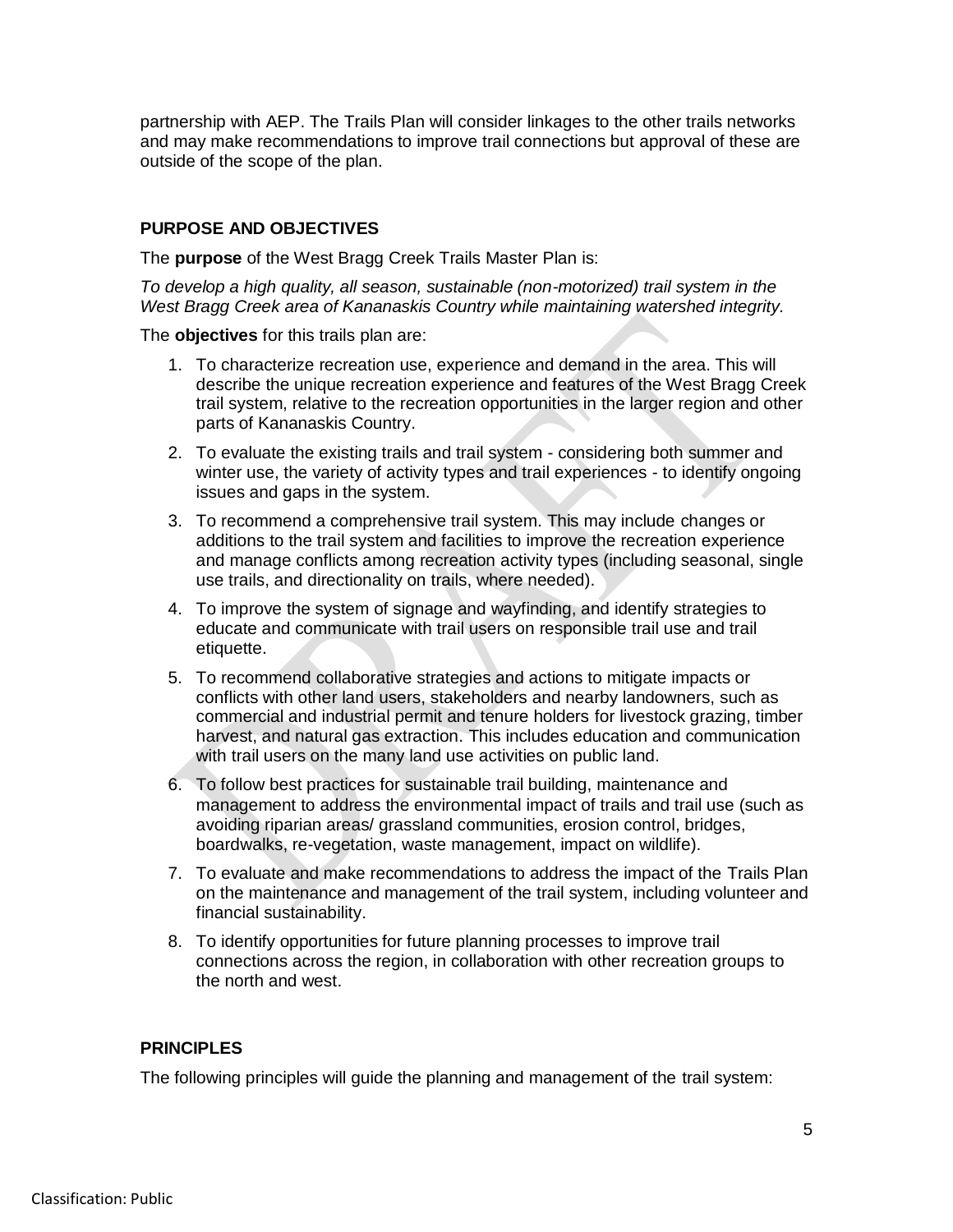partnership with AEP. The Trails Plan will consider linkages to the other trails networks and may make recommendations to improve trail connections but approval of these are outside of the scope of the plan.

### PURPOSE AND OBJECTIVES

The **purpose** of the West Bragg Creek Trails Master Plan is:

*To develop a high quality, all season, sustainable (non-motorized) trail system in the West Bragg Creek area of Kananaskis Country while maintaining watershed integrity.*

The **objectives** for this trails plan are:

1. To characterize recreation use, experience and demand in the area. This will describe the unique recreation experience and features of the West Bragg Creek trail system, relative to the recreation opportunities in the larger region and other parts of Kananaskis Country.
2. To evaluate the existing trails and trail system - considering both summer and winter use, the variety of activity types and trail experiences - to identify ongoing issues and gaps in the system.
3. To recommend a comprehensive trail system. This may include changes or additions to the trail system and facilities to improve the recreation experience and manage conflicts among recreation activity types (including seasonal, single use trails, and directionality on trails, where needed).
4. To improve the system of signage and wayfinding, and identify strategies to educate and communicate with trail users on responsible trail use and trail etiquette.
5. To recommend collaborative strategies and actions to mitigate impacts or conflicts with other land users, stakeholders and nearby landowners, such as commercial and industrial permit and tenure holders for livestock grazing, timber harvest, and natural gas extraction. This includes education and communication with trail users on the many land use activities on public land.
6. To follow best practices for sustainable trail building, maintenance and management to address the environmental impact of trails and trail use (such as avoiding riparian areas/ grassland communities, erosion control, bridges, boardwalks, re-vegetation, waste management, impact on wildlife).
7. To evaluate and make recommendations to address the impact of the Trails Plan on the maintenance and management of the trail system, including volunteer and financial sustainability.
8. To identify opportunities for future planning processes to improve trail connections across the region, in collaboration with other recreation groups to the north and west.

### PRINCIPLES

The following principles will guide the planning and management of the trail system: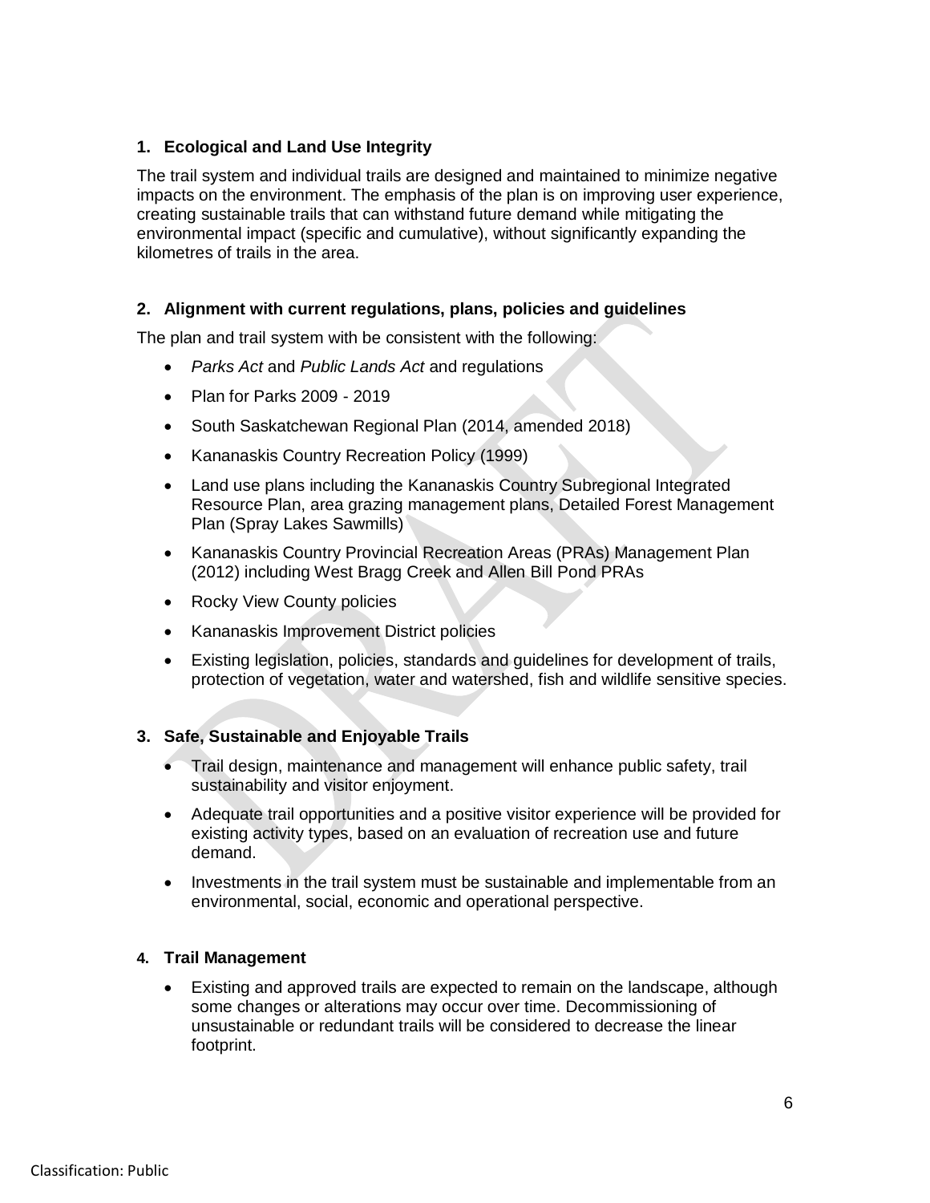### 1. Ecological and Land Use Integrity

The trail system and individual trails are designed and maintained to minimize negative impacts on the environment. The emphasis of the plan is on improving user experience, creating sustainable trails that can withstand future demand while mitigating the environmental impact (specific and cumulative), without significantly expanding the kilometres of trails in the area.

### 2. Alignment with current regulations, plans, policies and guidelines

The plan and trail system with be consistent with the following:

- *Parks Act* and *Public Lands Act* and regulations
- Plan for Parks 2009 - 2019
- South Saskatchewan Regional Plan (2014, amended 2018)
- Kananaskis Country Recreation Policy (1999)
- Land use plans including the Kananaskis Country Subregional Integrated Resource Plan, area grazing management plans, Detailed Forest Management Plan (Spray Lakes Sawmills)
- Kananaskis Country Provincial Recreation Areas (PRAs) Management Plan (2012) including West Bragg Creek and Allen Bill Pond PRAs
- Rocky View County policies
- Kananaskis Improvement District policies
- Existing legislation, policies, standards and guidelines for development of trails, protection of vegetation, water and watershed, fish and wildlife sensitive species.

### 3. Safe, Sustainable and Enjoyable Trails

- Trail design, maintenance and management will enhance public safety, trail sustainability and visitor enjoyment.
- Adequate trail opportunities and a positive visitor experience will be provided for existing activity types, based on an evaluation of recreation use and future demand.
- Investments in the trail system must be sustainable and implementable from an environmental, social, economic and operational perspective.

### 4. Trail Management

- Existing and approved trails are expected to remain on the landscape, although some changes or alterations may occur over time. Decommissioning of unsustainable or redundant trails will be considered to decrease the linear footprint.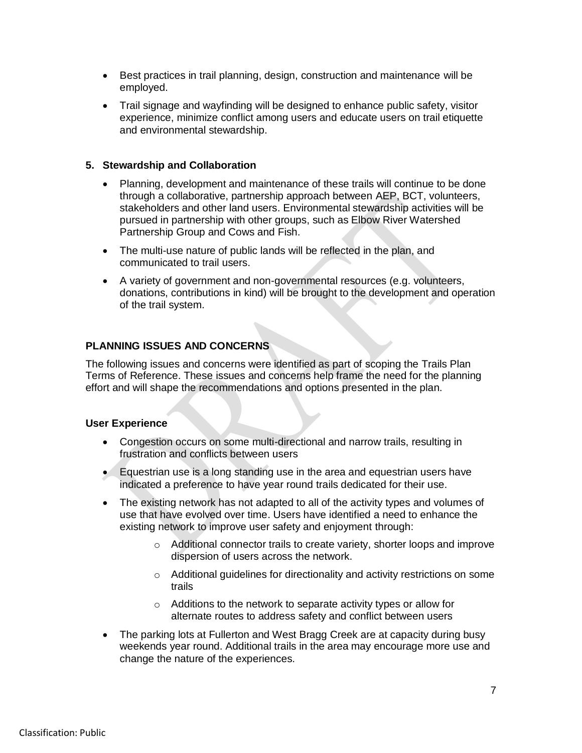- Best practices in trail planning, design, construction and maintenance will be employed.
- Trail signage and wayfinding will be designed to enhance public safety, visitor experience, minimize conflict among users and educate users on trail etiquette and environmental stewardship.

### 5. Stewardship and Collaboration

- Planning, development and maintenance of these trails will continue to be done through a collaborative, partnership approach between AEP, BCT, volunteers, stakeholders and other land users. Environmental stewardship activities will be pursued in partnership with other groups, such as Elbow River Watershed Partnership Group and Cows and Fish.
- The multi-use nature of public lands will be reflected in the plan, and communicated to trail users.
- A variety of government and non-governmental resources (e.g. volunteers, donations, contributions in kind) will be brought to the development and operation of the trail system.

## PLANNING ISSUES AND CONCERNS

The following issues and concerns were identified as part of scoping the Trails Plan Terms of Reference. These issues and concerns help frame the need for the planning effort and will shape the recommendations and options presented in the plan.

### User Experience

- Congestion occurs on some multi-directional and narrow trails, resulting in frustration and conflicts between users
- Equestrian use is a long standing use in the area and equestrian users have indicated a preference to have year round trails dedicated for their use.
- The existing network has not adapted to all of the activity types and volumes of use that have evolved over time. Users have identified a need to enhance the existing network to improve user safety and enjoyment through:
  - Additional connector trails to create variety, shorter loops and improve dispersion of users across the network.
  - Additional guidelines for directionality and activity restrictions on some trails
  - Additions to the network to separate activity types or allow for alternate routes to address safety and conflict between users
- The parking lots at Fullerton and West Bragg Creek are at capacity during busy weekends year round. Additional trails in the area may encourage more use and change the nature of the experiences.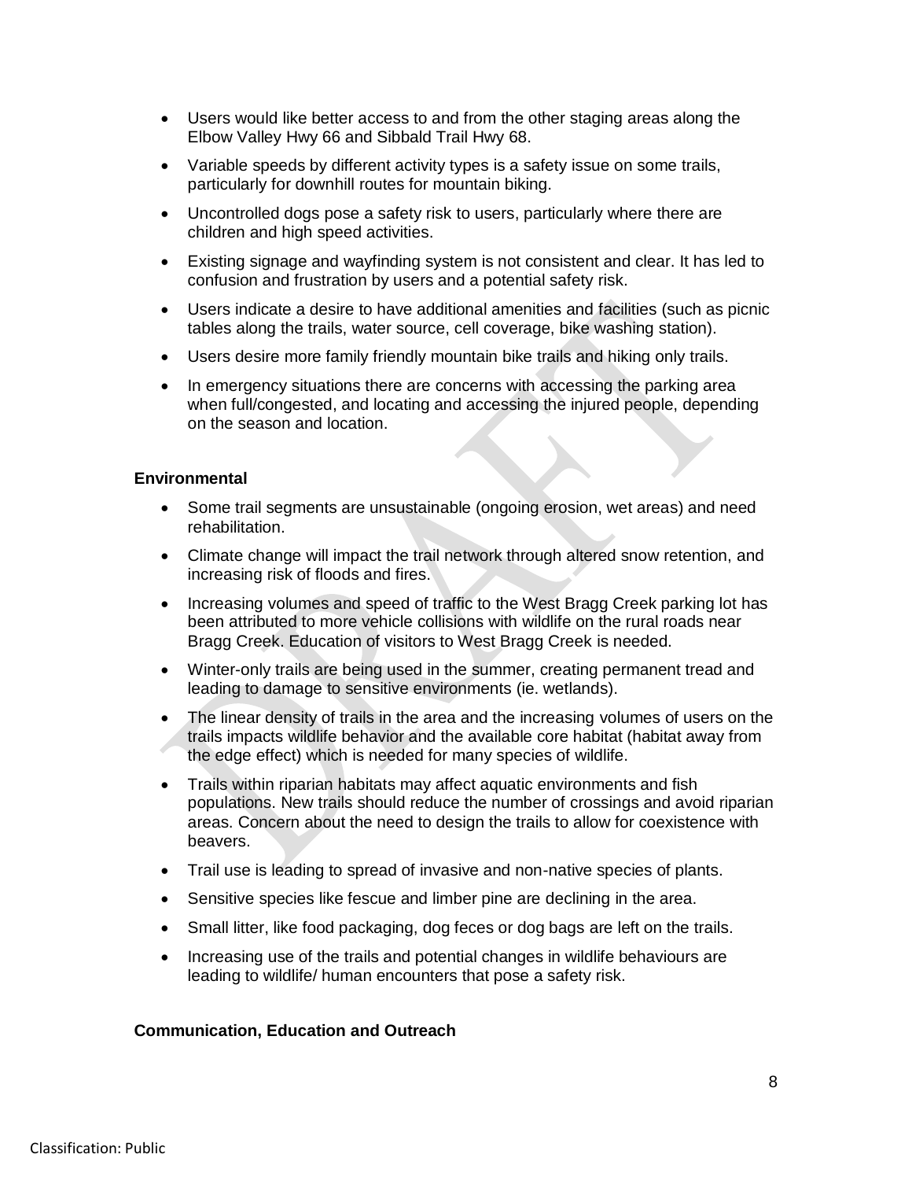- Users would like better access to and from the other staging areas along the Elbow Valley Hwy 66 and Sibbald Trail Hwy 68.
- Variable speeds by different activity types is a safety issue on some trails, particularly for downhill routes for mountain biking.
- Uncontrolled dogs pose a safety risk to users, particularly where there are children and high speed activities.
- Existing signage and wayfinding system is not consistent and clear. It has led to confusion and frustration by users and a potential safety risk.
- Users indicate a desire to have additional amenities and facilities (such as picnic tables along the trails, water source, cell coverage, bike washing station).
- Users desire more family friendly mountain bike trails and hiking only trails.
- In emergency situations there are concerns with accessing the parking area when full/congested, and locating and accessing the injured people, depending on the season and location.

**Environmental**

- Some trail segments are unsustainable (ongoing erosion, wet areas) and need rehabilitation.
- Climate change will impact the trail network through altered snow retention, and increasing risk of floods and fires.
- Increasing volumes and speed of traffic to the West Bragg Creek parking lot has been attributed to more vehicle collisions with wildlife on the rural roads near Bragg Creek. Education of visitors to West Bragg Creek is needed.
- Winter-only trails are being used in the summer, creating permanent tread and leading to damage to sensitive environments (ie. wetlands).
- The linear density of trails in the area and the increasing volumes of users on the trails impacts wildlife behavior and the available core habitat (habitat away from the edge effect) which is needed for many species of wildlife.
- Trails within riparian habitats may affect aquatic environments and fish populations. New trails should reduce the number of crossings and avoid riparian areas. Concern about the need to design the trails to allow for coexistence with beavers.
- Trail use is leading to spread of invasive and non-native species of plants.
- Sensitive species like fescue and limber pine are declining in the area.
- Small litter, like food packaging, dog feces or dog bags are left on the trails.
- Increasing use of the trails and potential changes in wildlife behaviours are leading to wildlife/ human encounters that pose a safety risk.

**Communication, Education and Outreach**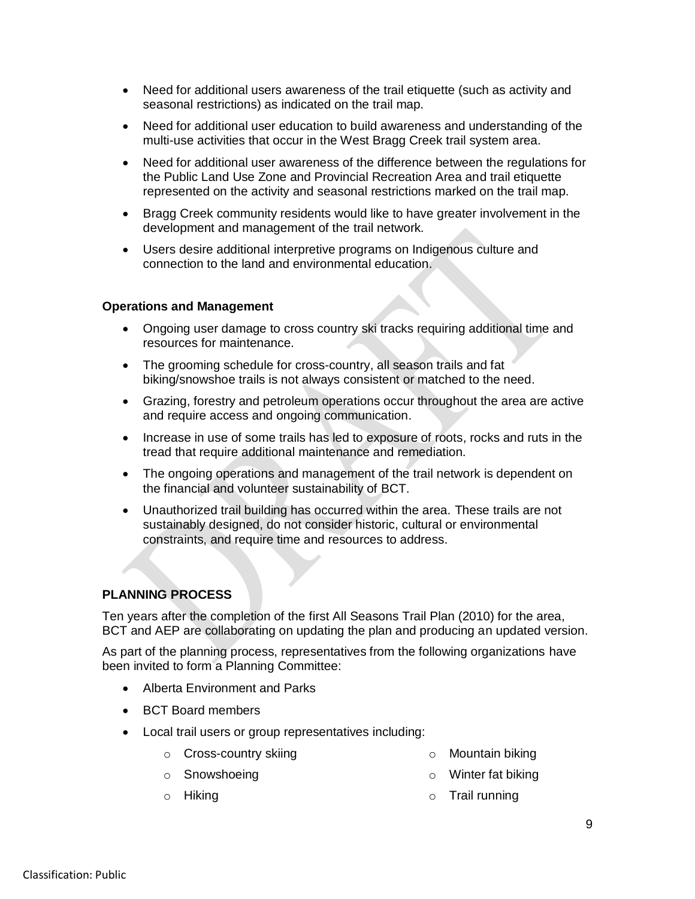- Need for additional users awareness of the trail etiquette (such as activity and seasonal restrictions) as indicated on the trail map.
- Need for additional user education to build awareness and understanding of the multi-use activities that occur in the West Bragg Creek trail system area.
- Need for additional user awareness of the difference between the regulations for the Public Land Use Zone and Provincial Recreation Area and trail etiquette represented on the activity and seasonal restrictions marked on the trail map.
- Bragg Creek community residents would like to have greater involvement in the development and management of the trail network.
- Users desire additional interpretive programs on Indigenous culture and connection to the land and environmental education.

**Operations and Management**

- Ongoing user damage to cross country ski tracks requiring additional time and resources for maintenance.
- The grooming schedule for cross-country, all season trails and fat biking/snowshoe trails is not always consistent or matched to the need.
- Grazing, forestry and petroleum operations occur throughout the area are active and require access and ongoing communication.
- Increase in use of some trails has led to exposure of roots, rocks and ruts in the tread that require additional maintenance and remediation.
- The ongoing operations and management of the trail network is dependent on the financial and volunteer sustainability of BCT.
- Unauthorized trail building has occurred within the area. These trails are not sustainably designed, do not consider historic, cultural or environmental constraints, and require time and resources to address.

## PLANNING PROCESS

Ten years after the completion of the first All Seasons Trail Plan (2010) for the area, BCT and AEP are collaborating on updating the plan and producing an updated version.

As part of the planning process, representatives from the following organizations have been invited to form a Planning Committee:

- Alberta Environment and Parks
- BCT Board members
- Local trail users or group representatives including:
  - Cross-country skiing
  - Snowshoeing
  - Hiking
  - Mountain biking
  - Winter fat biking
  - Trail running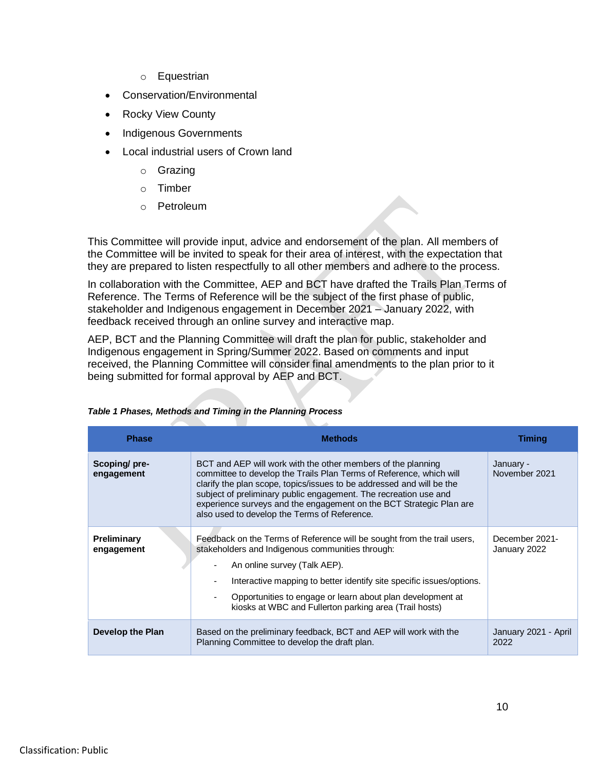- Equestrian
- Conservation/Environmental
- Rocky View County
- Indigenous Governments
- Local industrial users of Crown land
    - Grazing
    - Timber
    - Petroleum

This Committee will provide input, advice and endorsement of the plan. All members of the Committee will be invited to speak for their area of interest, with the expectation that they are prepared to listen respectfully to all other members and adhere to the process.

In collaboration with the Committee, AEP and BCT have drafted the Trails Plan Terms of Reference. The Terms of Reference will be the subject of the first phase of public, stakeholder and Indigenous engagement in December 2021 – January 2022, with feedback received through an online survey and interactive map.

AEP, BCT and the Planning Committee will draft the plan for public, stakeholder and Indigenous engagement in Spring/Summer 2022. Based on comments and input received, the Planning Committee will consider final amendments to the plan prior to it being submitted for formal approval by AEP and BCT.

***Table 1 Phases, Methods and Timing in the Planning Process***

| Phase | Methods | Timing |
|---|---|---|
| **Scoping/ pre-engagement** | BCT and AEP will work with the other members of the planning committee to develop the Trails Plan Terms of Reference, which will clarify the plan scope, topics/issues to be addressed and will be the subject of preliminary public engagement. The recreation use and experience surveys and the engagement on the BCT Strategic Plan are also used to develop the Terms of Reference. | January - November 2021 |
| **Preliminary engagement** | Feedback on the Terms of Reference will be sought from the trail users, stakeholders and Indigenous communities through: <br> - An online survey (Talk AEP). <br> - Interactive mapping to better identify site specific issues/options. <br> - Opportunities to engage or learn about plan development at kiosks at WBC and Fullerton parking area (Trail hosts) | December 2021- January 2022 |
| **Develop the Plan** | Based on the preliminary feedback, BCT and AEP will work with the Planning Committee to develop the draft plan. | January 2021 - April 2022 |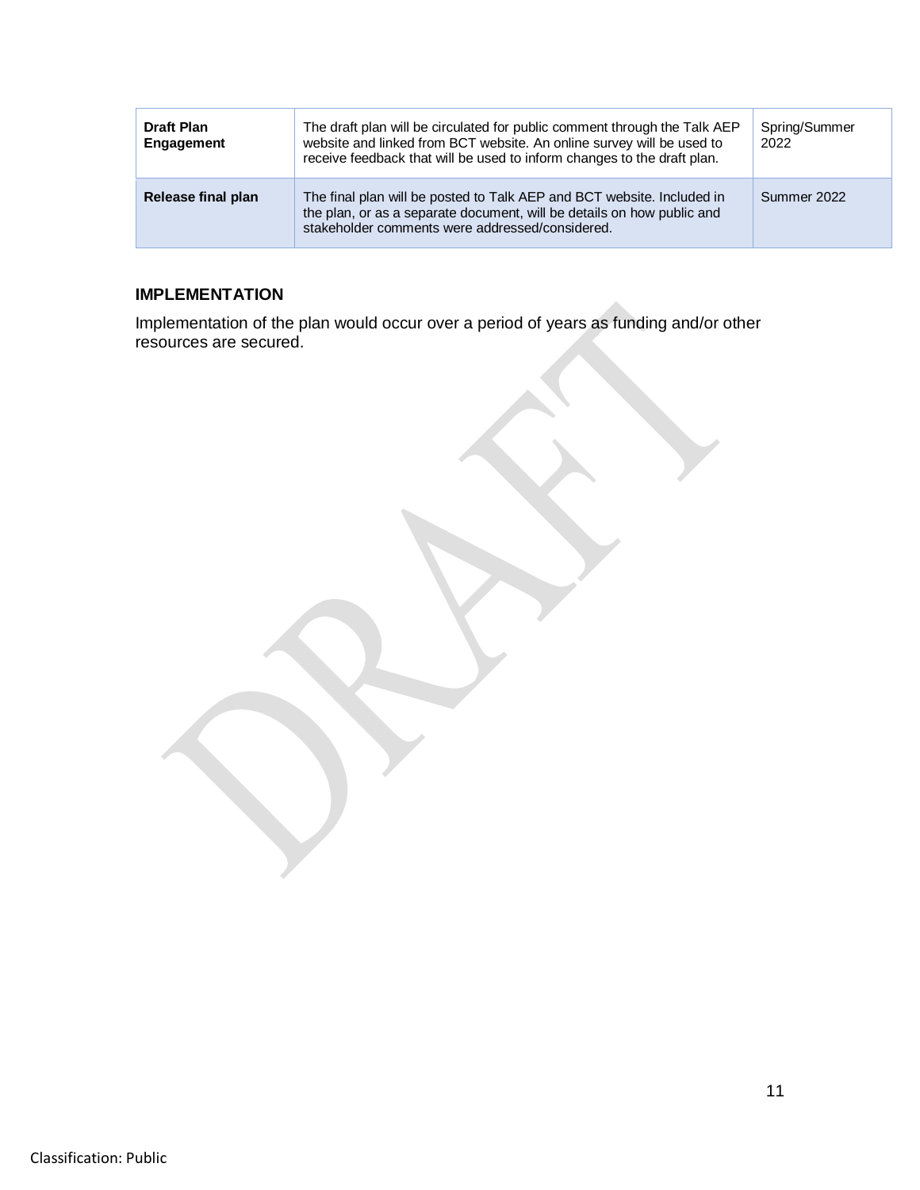| **Draft Plan Engagement** | The draft plan will be circulated for public comment through the Talk AEP website and linked from BCT website. An online survey will be used to receive feedback that will be used to inform changes to the draft plan. | Spring/Summer 2022 |
|---|---|---|
| **Release final plan** | The final plan will be posted to Talk AEP and BCT website. Included in the plan, or as a separate document, will be details on how public and stakeholder comments were addressed/considered. | Summer 2022 |

## IMPLEMENTATION

Implementation of the plan would occur over a period of years as funding and/or other resources are secured.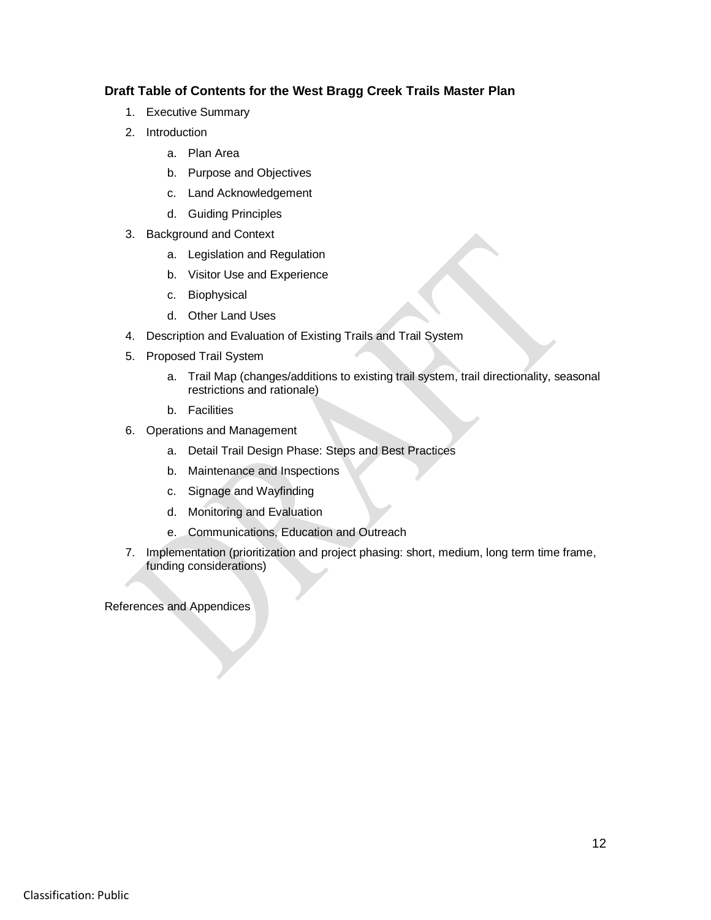**Draft Table of Contents for the West Bragg Creek Trails Master Plan**

1. Executive Summary
2. Introduction
   a. Plan Area
   b. Purpose and Objectives
   c. Land Acknowledgement
   d. Guiding Principles
3. Background and Context
   a. Legislation and Regulation
   b. Visitor Use and Experience
   c. Biophysical
   d. Other Land Uses
4. Description and Evaluation of Existing Trails and Trail System
5. Proposed Trail System
   a. Trail Map (changes/additions to existing trail system, trail directionality, seasonal restrictions and rationale)
   b. Facilities
6. Operations and Management
   a. Detail Trail Design Phase: Steps and Best Practices
   b. Maintenance and Inspections
   c. Signage and Wayfinding
   d. Monitoring and Evaluation
   e. Communications, Education and Outreach
7. Implementation (prioritization and project phasing: short, medium, long term time frame, funding considerations)

References and Appendices